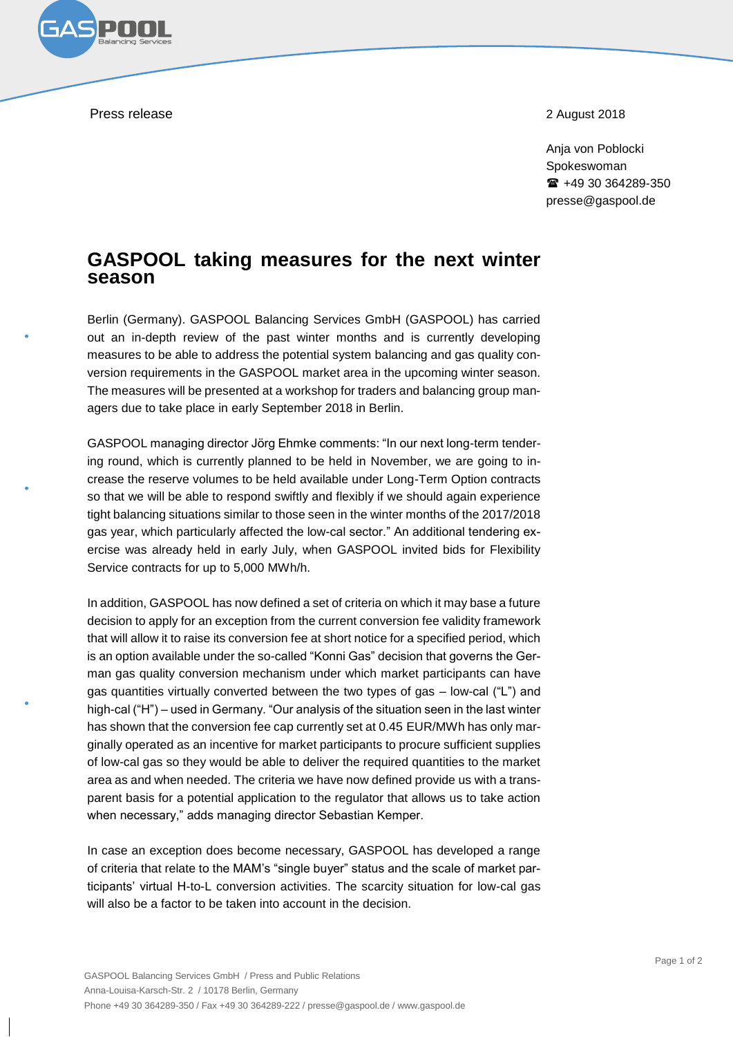Press release

2 August 2018

Anja von Poblocki
Spokeswoman
☎ +49 30 364289-350
presse@gaspool.de

# GASPOOL taking measures for the next winter season

Berlin (Germany). GASPOOL Balancing Services GmbH (GASPOOL) has carried out an in-depth review of the past winter months and is currently developing measures to be able to address the potential system balancing and gas quality conversion requirements in the GASPOOL market area in the upcoming winter season. The measures will be presented at a workshop for traders and balancing group managers due to take place in early September 2018 in Berlin.

GASPOOL managing director Jörg Ehmke comments: "In our next long-term tendering round, which is currently planned to be held in November, we are going to increase the reserve volumes to be held available under Long-Term Option contracts so that we will be able to respond swiftly and flexibly if we should again experience tight balancing situations similar to those seen in the winter months of the 2017/2018 gas year, which particularly affected the low-cal sector." An additional tendering exercise was already held in early July, when GASPOOL invited bids for Flexibility Service contracts for up to 5,000 MWh/h.

In addition, GASPOOL has now defined a set of criteria on which it may base a future decision to apply for an exception from the current conversion fee validity framework that will allow it to raise its conversion fee at short notice for a specified period, which is an option available under the so-called "Konni Gas" decision that governs the German gas quality conversion mechanism under which market participants can have gas quantities virtually converted between the two types of gas – low-cal ("L") and high-cal ("H") – used in Germany. "Our analysis of the situation seen in the last winter has shown that the conversion fee cap currently set at 0.45 EUR/MWh has only marginally operated as an incentive for market participants to procure sufficient supplies of low-cal gas so they would be able to deliver the required quantities to the market area as and when needed. The criteria we have now defined provide us with a transparent basis for a potential application to the regulator that allows us to take action when necessary," adds managing director Sebastian Kemper.

In case an exception does become necessary, GASPOOL has developed a range of criteria that relate to the MAM's "single buyer" status and the scale of market participants' virtual H-to-L conversion activities. The scarcity situation for low-cal gas will also be a factor to be taken into account in the decision.

GASPOOL Balancing Services GmbH / Press and Public Relations
Anna-Louisa-Karsch-Str. 2 / 10178 Berlin, Germany
Phone +49 30 364289-350 / Fax +49 30 364289-222 / presse@gaspool.de / www.gaspool.de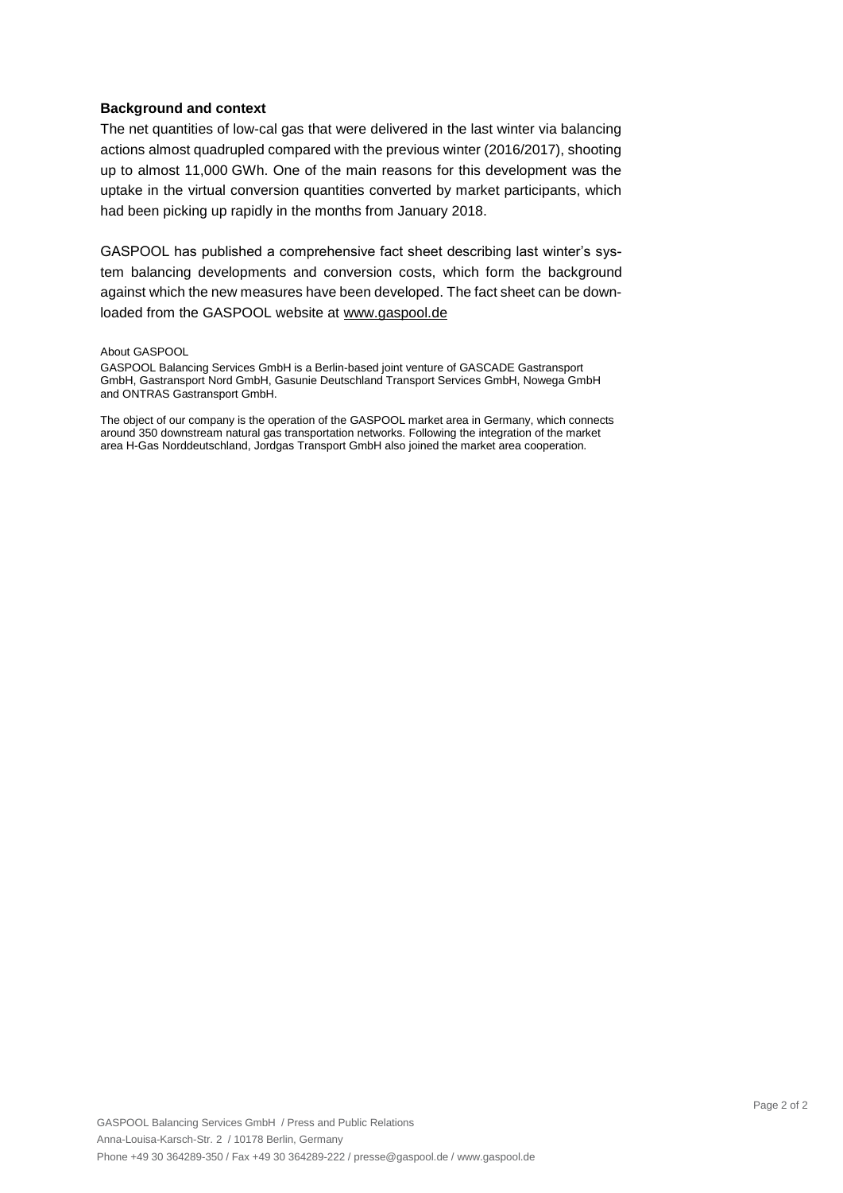**Background and context**

The net quantities of low-cal gas that were delivered in the last winter via balancing actions almost quadrupled compared with the previous winter (2016/2017), shooting up to almost 11,000 GWh. One of the main reasons for this development was the uptake in the virtual conversion quantities converted by market participants, which had been picking up rapidly in the months from January 2018.

GASPOOL has published a comprehensive fact sheet describing last winter's system balancing developments and conversion costs, which form the background against which the new measures have been developed. The fact sheet can be downloaded from the GASPOOL website at www.gaspool.de

About GASPOOL

GASPOOL Balancing Services GmbH is a Berlin-based joint venture of GASCADE Gastransport GmbH, Gastransport Nord GmbH, Gasunie Deutschland Transport Services GmbH, Nowega GmbH and ONTRAS Gastransport GmbH.

The object of our company is the operation of the GASPOOL market area in Germany, which connects around 350 downstream natural gas transportation networks. Following the integration of the market area H-Gas Norddeutschland, Jordgas Transport GmbH also joined the market area cooperation.

GASPOOL Balancing Services GmbH / Press and Public Relations
Anna-Louisa-Karsch-Str. 2 / 10178 Berlin, Germany
Phone +49 30 364289-350 / Fax +49 30 364289-222 / presse@gaspool.de / www.gaspool.de